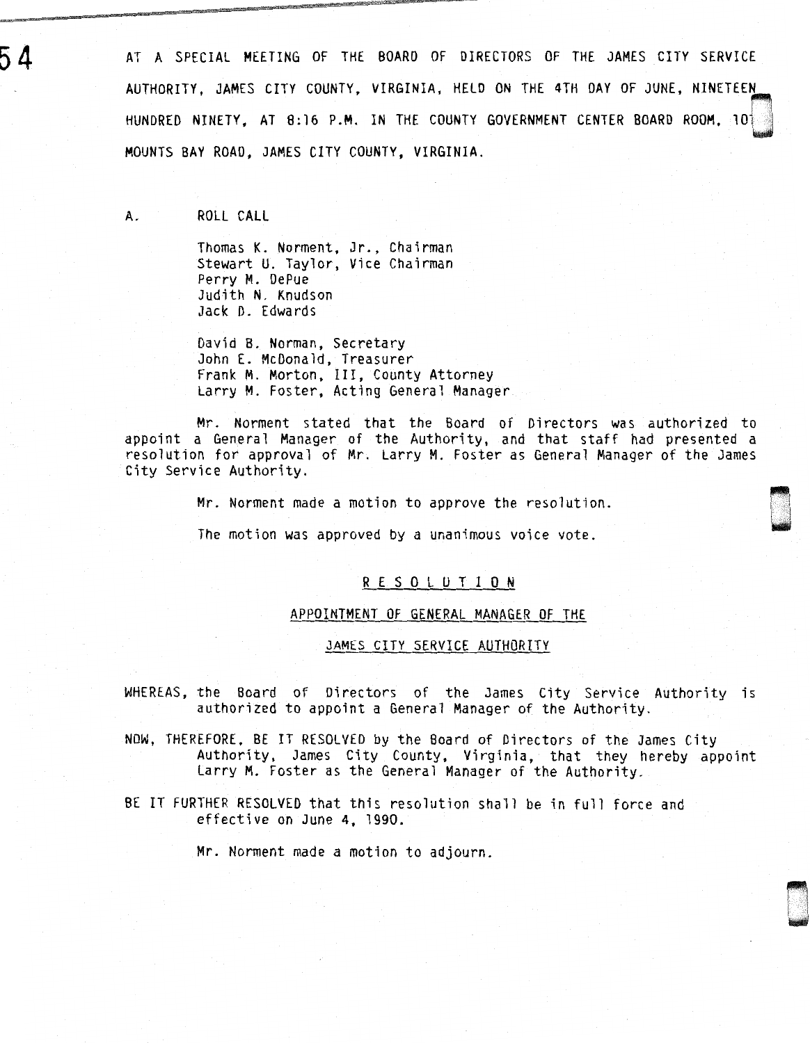AT A SPECIAL MEETING OF THE BOARD OF DIRECTORS OF THE JAMES CITY SERVICE AUTHORITY, JAMES CITY COUNTY, VIRGINIA, HELD ON THE 4TH DAY OF JUNE, NINETEEN HUNDRED NINETY, AT 8:16 P.M. IN THE COUNTY GOVERNMENT CENTER BOARD ROOM, 101 MOUNTS BAY ROAD, JAMES CITY COUNTY, VIRGINIA.

A. ROLL CALL

Thomas K. Norment, Jr., Chairman
Stewart U. Taylor, Vice Chairman
Perry M. DePue
Judith N. Knudson
Jack D. Edwards

David B. Norman, Secretary
John E. McDonald, Treasurer
Frank M. Morton, III, County Attorney
Larry M. Foster, Acting General Manager

Mr. Norment stated that the Board of Directors was authorized to appoint a General Manager of the Authority, and that staff had presented a resolution for approval of Mr. Larry M. Foster as General Manager of the James City Service Authority.

Mr. Norment made a motion to approve the resolution.

The motion was approved by a unanimous voice vote.

## R E S O L U T I O N

### APPOINTMENT OF GENERAL MANAGER OF THE

### JAMES CITY SERVICE AUTHORITY

WHEREAS, the Board of Directors of the James City Service Authority is authorized to appoint a General Manager of the Authority.

NOW, THEREFORE, BE IT RESOLVED by the Board of Directors of the James City Authority, James City County, Virginia, that they hereby appoint Larry M. Foster as the General Manager of the Authority.

BE IT FURTHER RESOLVED that this resolution shall be in full force and effective on June 4, 1990.

Mr. Norment made a motion to adjourn.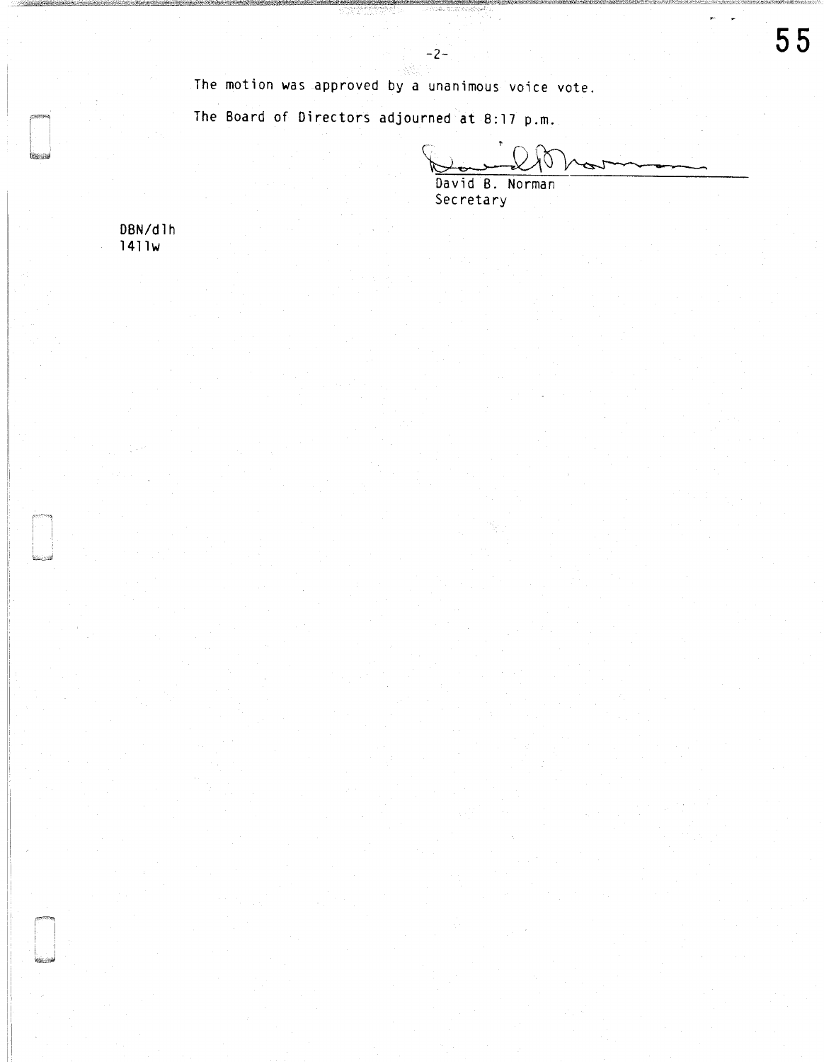The motion was approved by a unanimous voice vote.

The Board of Directors adjourned at 8:17 p.m.

David B. Norman
Secretary

DBN/dlh
1411w